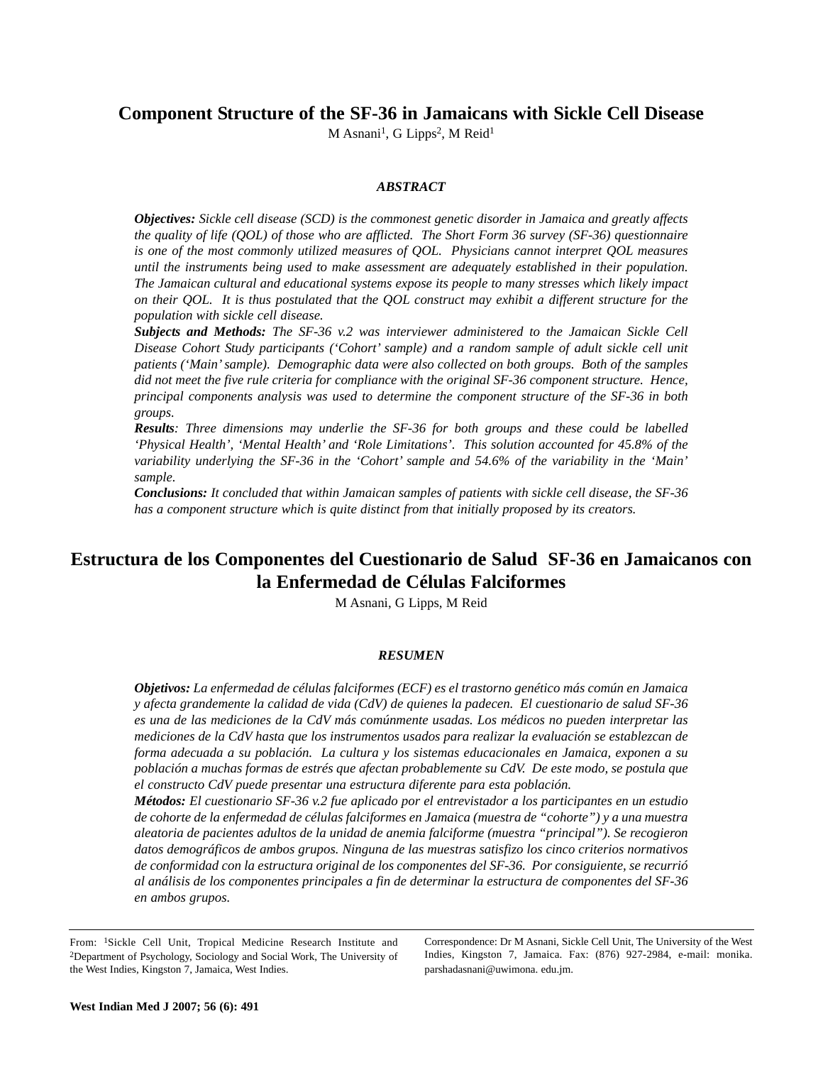# Component Structure of the SF-36 in Jamaicans with Sickle Cell Disease

M Asnani[1], G Lipps[2], M Reid[1]

### *ABSTRACT*

***Objectives:*** *Sickle cell disease (SCD) is the commonest genetic disorder in Jamaica and greatly affects the quality of life (QOL) of those who are afflicted. The Short Form 36 survey (SF-36) questionnaire is one of the most commonly utilized measures of QOL. Physicians cannot interpret QOL measures until the instruments being used to make assessment are adequately established in their population. The Jamaican cultural and educational systems expose its people to many stresses which likely impact on their QOL. It is thus postulated that the QOL construct may exhibit a different structure for the population with sickle cell disease.*

***Subjects and Methods:*** *The SF-36 v.2 was interviewer administered to the Jamaican Sickle Cell Disease Cohort Study participants ('Cohort' sample) and a random sample of adult sickle cell unit patients ('Main' sample). Demographic data were also collected on both groups. Both of the samples did not meet the five rule criteria for compliance with the original SF-36 component structure. Hence, principal components analysis was used to determine the component structure of the SF-36 in both groups.*

***Results****: Three dimensions may underlie the SF-36 for both groups and these could be labelled 'Physical Health', 'Mental Health' and 'Role Limitations'. This solution accounted for 45.8% of the variability underlying the SF-36 in the 'Cohort' sample and 54.6% of the variability in the 'Main' sample.*

***Conclusions:*** *It concluded that within Jamaican samples of patients with sickle cell disease, the SF-36 has a component structure which is quite distinct from that initially proposed by its creators.*

# Estructura de los Componentes del Cuestionario de Salud SF-36 en Jamaicanos con la Enfermedad de Células Falciformes

M Asnani, G Lipps, M Reid

### *RESUMEN*

***Objetivos:*** *La enfermedad de células falciformes (ECF) es el trastorno genético más común en Jamaica y afecta grandemente la calidad de vida (CdV) de quienes la padecen. El cuestionario de salud SF-36 es una de las mediciones de la CdV más comúnmente usadas. Los médicos no pueden interpretar las mediciones de la CdV hasta que los instrumentos usados para realizar la evaluación se establezcan de forma adecuada a su población. La cultura y los sistemas educacionales en Jamaica, exponen a su población a muchas formas de estrés que afectan probablemente su CdV. De este modo, se postula que el constructo CdV puede presentar una estructura diferente para esta población.*

***Métodos:*** *El cuestionario SF-36 v.2 fue aplicado por el entrevistador a los participantes en un estudio de cohorte de la enfermedad de células falciformes en Jamaica (muestra de "cohorte") y a una muestra aleatoria de pacientes adultos de la unidad de anemia falciforme (muestra "principal"). Se recogieron datos demográficos de ambos grupos. Ninguna de las muestras satisfizo los cinco criterios normativos de conformidad con la estructura original de los componentes del SF-36. Por consiguiente, se recurrió al análisis de los componentes principales a fin de determinar la estructura de componentes del SF-36 en ambos grupos.*

From: [1]Sickle Cell Unit, Tropical Medicine Research Institute and [2]Department of Psychology, Sociology and Social Work, The University of the West Indies, Kingston 7, Jamaica, West Indies.

Correspondence: Dr M Asnani, Sickle Cell Unit, The University of the West Indies, Kingston 7, Jamaica. Fax: (876) 927-2984, e-mail: monika.parshadasnani@uwimona.edu.jm.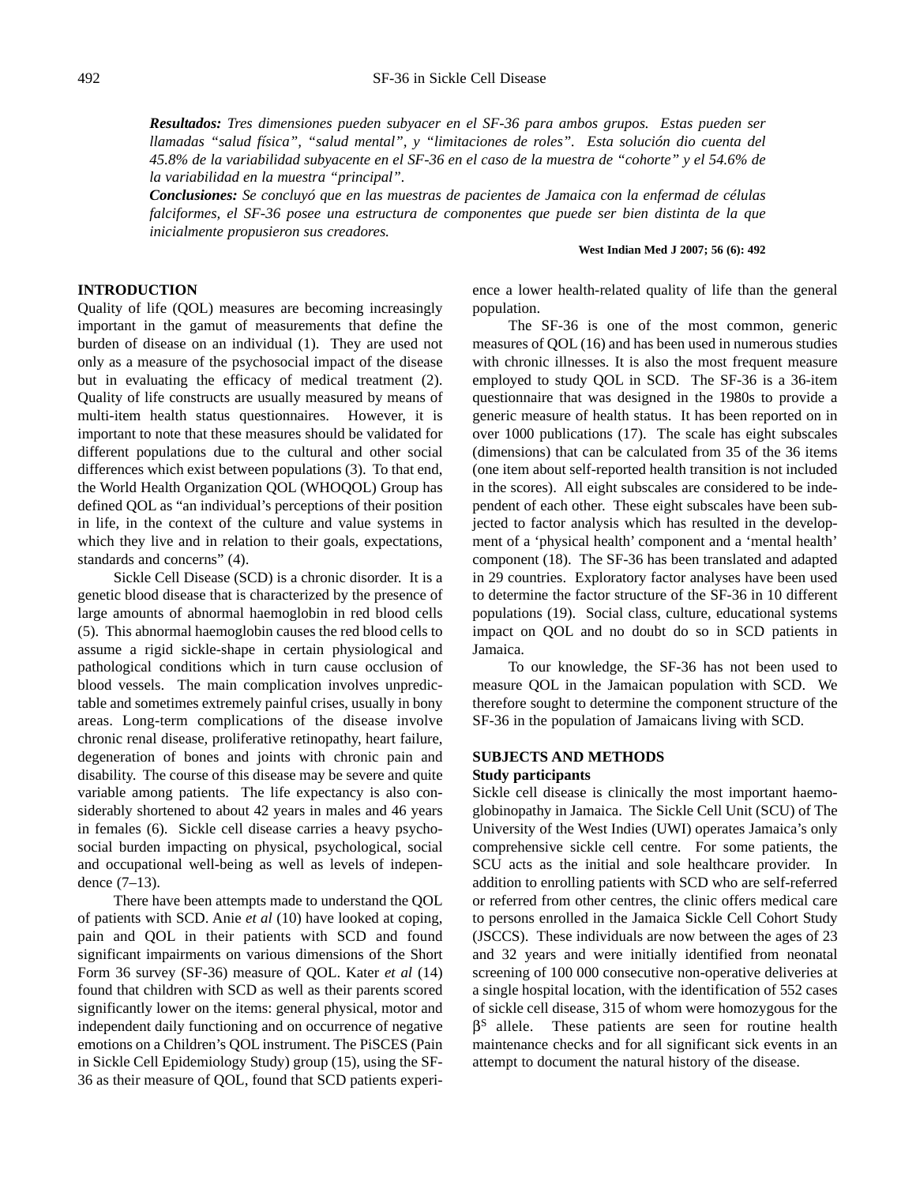***Resultados:*** *Tres dimensiones pueden subyacer en el SF-36 para ambos grupos. Estas pueden ser llamadas "salud física", "salud mental", y "limitaciones de roles". Esta solución dio cuenta del 45.8% de la variabilidad subyacente en el SF-36 en el caso de la muestra de "cohorte" y el 54.6% de la variabilidad en la muestra "principal".*

***Conclusiones:*** *Se concluyó que en las muestras de pacientes de Jamaica con la enfermad de células falciformes, el SF-36 posee una estructura de componentes que puede ser bien distinta de la que inicialmente propusieron sus creadores.*

**West Indian Med J 2007; 56 (6): 492**

## INTRODUCTION

Quality of life (QOL) measures are becoming increasingly important in the gamut of measurements that define the burden of disease on an individual (1). They are used not only as a measure of the psychosocial impact of the disease but in evaluating the efficacy of medical treatment (2). Quality of life constructs are usually measured by means of multi-item health status questionnaires. However, it is important to note that these measures should be validated for different populations due to the cultural and other social differences which exist between populations (3). To that end, the World Health Organization QOL (WHOQOL) Group has defined QOL as "an individual's perceptions of their position in life, in the context of the culture and value systems in which they live and in relation to their goals, expectations, standards and concerns" (4).

Sickle Cell Disease (SCD) is a chronic disorder. It is a genetic blood disease that is characterized by the presence of large amounts of abnormal haemoglobin in red blood cells (5). This abnormal haemoglobin causes the red blood cells to assume a rigid sickle-shape in certain physiological and pathological conditions which in turn cause occlusion of blood vessels. The main complication involves unpredictable and sometimes extremely painful crises, usually in bony areas. Long-term complications of the disease involve chronic renal disease, proliferative retinopathy, heart failure, degeneration of bones and joints with chronic pain and disability. The course of this disease may be severe and quite variable among patients. The life expectancy is also considerably shortened to about 42 years in males and 46 years in females (6). Sickle cell disease carries a heavy psychosocial burden impacting on physical, psychological, social and occupational well-being as well as levels of independence (7–13).

There have been attempts made to understand the QOL of patients with SCD. Anie *et al* (10) have looked at coping, pain and QOL in their patients with SCD and found significant impairments on various dimensions of the Short Form 36 survey (SF-36) measure of QOL. Kater *et al* (14) found that children with SCD as well as their parents scored significantly lower on the items: general physical, motor and independent daily functioning and on occurrence of negative emotions on a Children's QOL instrument. The PiSCES (Pain in Sickle Cell Epidemiology Study) group (15), using the SF-36 as their measure of QOL, found that SCD patients experience a lower health-related quality of life than the general population.

The SF-36 is one of the most common, generic measures of QOL (16) and has been used in numerous studies with chronic illnesses. It is also the most frequent measure employed to study QOL in SCD. The SF-36 is a 36-item questionnaire that was designed in the 1980s to provide a generic measure of health status. It has been reported on in over 1000 publications (17). The scale has eight subscales (dimensions) that can be calculated from 35 of the 36 items (one item about self-reported health transition is not included in the scores). All eight subscales are considered to be independent of each other. These eight subscales have been subjected to factor analysis which has resulted in the development of a 'physical health' component and a 'mental health' component (18). The SF-36 has been translated and adapted in 29 countries. Exploratory factor analyses have been used to determine the factor structure of the SF-36 in 10 different populations (19). Social class, culture, educational systems impact on QOL and no doubt do so in SCD patients in Jamaica.

To our knowledge, the SF-36 has not been used to measure QOL in the Jamaican population with SCD. We therefore sought to determine the component structure of the SF-36 in the population of Jamaicans living with SCD.

## SUBJECTS AND METHODS

### Study participants

Sickle cell disease is clinically the most important haemoglobinopathy in Jamaica. The Sickle Cell Unit (SCU) of The University of the West Indies (UWI) operates Jamaica's only comprehensive sickle cell centre. For some patients, the SCU acts as the initial and sole healthcare provider. In addition to enrolling patients with SCD who are self-referred or referred from other centres, the clinic offers medical care to persons enrolled in the Jamaica Sickle Cell Cohort Study (JSCCS). These individuals are now between the ages of 23 and 32 years and were initially identified from neonatal screening of 100 000 consecutive non-operative deliveries at a single hospital location, with the identification of 552 cases of sickle cell disease, 315 of whom were homozygous for the $\beta^S$ allele. These patients are seen for routine health maintenance checks and for all significant sick events in an attempt to document the natural history of the disease.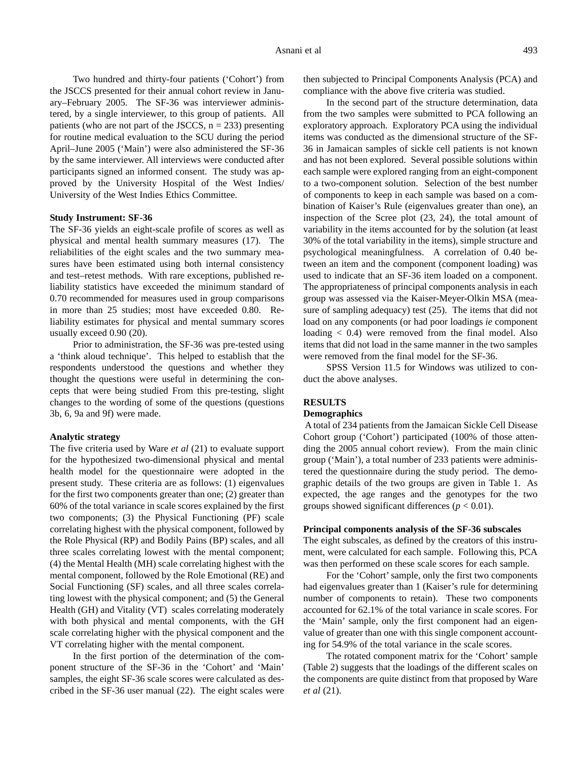Two hundred and thirty-four patients ('Cohort') from the JSCCS presented for their annual cohort review in January–February 2005. The SF-36 was interviewer administered, by a single interviewer, to this group of patients. All patients (who are not part of the JSCCS, n = 233) presenting for routine medical evaluation to the SCU during the period April–June 2005 ('Main') were also administered the SF-36 by the same interviewer. All interviews were conducted after participants signed an informed consent. The study was approved by the University Hospital of the West Indies/ University of the West Indies Ethics Committee.

**Study Instrument: SF-36**

The SF-36 yields an eight-scale profile of scores as well as physical and mental health summary measures (17). The reliabilities of the eight scales and the two summary measures have been estimated using both internal consistency and test–retest methods. With rare exceptions, published reliability statistics have exceeded the minimum standard of 0.70 recommended for measures used in group comparisons in more than 25 studies; most have exceeded 0.80. Reliability estimates for physical and mental summary scores usually exceed 0.90 (20).

Prior to administration, the SF-36 was pre-tested using a 'think aloud technique'. This helped to establish that the respondents understood the questions and whether they thought the questions were useful in determining the concepts that were being studied From this pre-testing, slight changes to the wording of some of the questions (questions 3b, 6, 9a and 9f) were made.

**Analytic strategy**

The five criteria used by Ware *et al* (21) to evaluate support for the hypothesized two-dimensional physical and mental health model for the questionnaire were adopted in the present study. These criteria are as follows: (1) eigenvalues for the first two components greater than one; (2) greater than 60% of the total variance in scale scores explained by the first two components; (3) the Physical Functioning (PF) scale correlating highest with the physical component, followed by the Role Physical (RP) and Bodily Pains (BP) scales, and all three scales correlating lowest with the mental component; (4) the Mental Health (MH) scale correlating highest with the mental component, followed by the Role Emotional (RE) and Social Functioning (SF) scales, and all three scales correlating lowest with the physical component; and (5) the General Health (GH) and Vitality (VT) scales correlating moderately with both physical and mental components, with the GH scale correlating higher with the physical component and the VT correlating higher with the mental component.

In the first portion of the determination of the component structure of the SF-36 in the 'Cohort' and 'Main' samples, the eight SF-36 scale scores were calculated as described in the SF-36 user manual (22). The eight scales were then subjected to Principal Components Analysis (PCA) and compliance with the above five criteria was studied.

In the second part of the structure determination, data from the two samples were submitted to PCA following an exploratory approach. Exploratory PCA using the individual items was conducted as the dimensional structure of the SF-36 in Jamaican samples of sickle cell patients is not known and has not been explored. Several possible solutions within each sample were explored ranging from an eight-component to a two-component solution. Selection of the best number of components to keep in each sample was based on a combination of Kaiser's Rule (eigenvalues greater than one), an inspection of the Scree plot (23, 24), the total amount of variability in the items accounted for by the solution (at least 30% of the total variability in the items), simple structure and psychological meaningfulness. A correlation of 0.40 between an item and the component (component loading) was used to indicate that an SF-36 item loaded on a component. The appropriateness of principal components analysis in each group was assessed via the Kaiser-Meyer-Olkin MSA (measure of sampling adequacy) test (25). The items that did not load on any components (or had poor loadings *ie* component loading $< 0.4$) were removed from the final model. Also items that did not load in the same manner in the two samples were removed from the final model for the SF-36.

SPSS Version 11.5 for Windows was utilized to conduct the above analyses.

## RESULTS

**Demographics**

A total of 234 patients from the Jamaican Sickle Cell Disease Cohort group ('Cohort') participated (100% of those attending the 2005 annual cohort review). From the main clinic group ('Main'), a total number of 233 patients were administered the questionnaire during the study period. The demographic details of the two groups are given in Table 1. As expected, the age ranges and the genotypes for the two groups showed significant differences ($p < 0.01$).

**Principal components analysis of the SF-36 subscales**

The eight subscales, as defined by the creators of this instrument, were calculated for each sample. Following this, PCA was then performed on these scale scores for each sample.

For the 'Cohort' sample, only the first two components had eigenvalues greater than 1 (Kaiser's rule for determining number of components to retain). These two components accounted for 62.1% of the total variance in scale scores. For the 'Main' sample, only the first component had an eigenvalue of greater than one with this single component accounting for 54.9% of the total variance in the scale scores.

The rotated component matrix for the 'Cohort' sample (Table 2) suggests that the loadings of the different scales on the components are quite distinct from that proposed by Ware *et al* (21).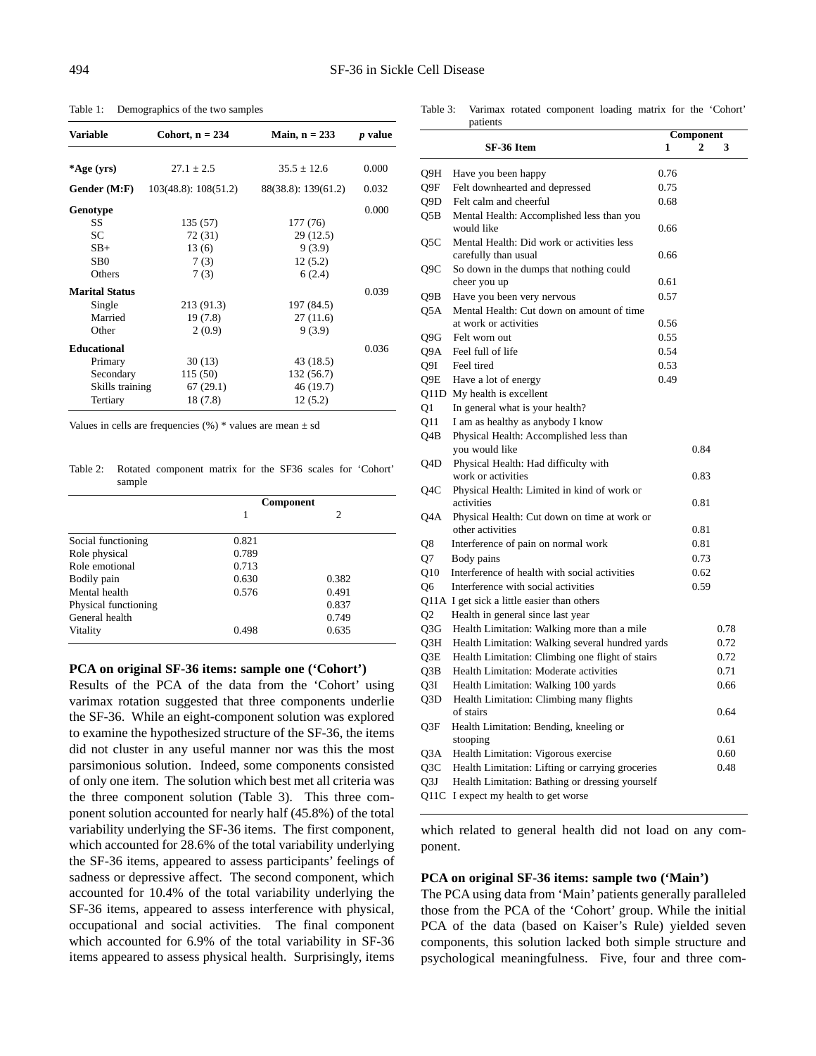Table 1: Demographics of the two samples

| Variable | Cohort, n = 234 | Main, n = 233 | *p* value |
|---|---|---|---|
| *Age (yrs) | 27.1 ± 2.5 | 35.5 ± 12.6 | 0.000 |
| Gender (M:F) | 103(48.8): 108(51.2) | 88(38.8): 139(61.2) | 0.032 |
| Genotype | | | 0.000 |
| SS | 135 (57) | 177 (76) | |
| SC | 72 (31) | 29 (12.5) | |
| SB+ | 13 (6) | 9 (3.9) | |
| SB0 | 7 (3) | 12 (5.2) | |
| Others | 7 (3) | 6 (2.4) | |
| Marital Status | | | 0.039 |
| Single | 213 (91.3) | 197 (84.5) | |
| Married | 19 (7.8) | 27 (11.6) | |
| Other | 2 (0.9) | 9 (3.9) | |
| Educational | | | 0.036 |
| Primary | 30 (13) | 43 (18.5) | |
| Secondary | 115 (50) | 132 (56.7) | |
| Skills training | 67 (29.1) | 46 (19.7) | |
| Tertiary | 18 (7.8) | 12 (5.2) | |

Values in cells are frequencies (%) * values are mean ± sd

Table 2: Rotated component matrix for the SF36 scales for 'Cohort' sample

| | Component | |
|---|---|---|
| | 1 | 2 |
| Social functioning | 0.821 | |
| Role physical | 0.789 | |
| Role emotional | 0.713 | |
| Bodily pain | 0.630 | 0.382 |
| Mental health | 0.576 | 0.491 |
| Physical functioning | | 0.837 |
| General health | | 0.749 |
| Vitality | 0.498 | 0.635 |

**PCA on original SF-36 items: sample one ('Cohort')**

Results of the PCA of the data from the 'Cohort' using varimax rotation suggested that three components underlie the SF-36. While an eight-component solution was explored to examine the hypothesized structure of the SF-36, the items did not cluster in any useful manner nor was this the most parsimonious solution. Indeed, some components consisted of only one item. The solution which best met all criteria was the three component solution (Table 3). This three component solution accounted for nearly half (45.8%) of the total variability underlying the SF-36 items. The first component, which accounted for 28.6% of the total variability underlying the SF-36 items, appeared to assess participants' feelings of sadness or depressive affect. The second component, which accounted for 10.4% of the total variability underlying the SF-36 items, appeared to assess interference with physical, occupational and social activities. The final component which accounted for 6.9% of the total variability in SF-36 items appeared to assess physical health. Surprisingly, items which related to general health did not load on any component.

Table 3: Varimax rotated component loading matrix for the 'Cohort' patients

| | SF-36 Item | Component | | |
|---|---|---|---|---|
| | | 1 | 2 | 3 |
| Q9H | Have you been happy | 0.76 | | |
| Q9F | Felt downhearted and depressed | 0.75 | | |
| Q9D | Felt calm and cheerful | 0.68 | | |
| Q5B | Mental Health: Accomplished less than you would like | 0.66 | | |
| Q5C | Mental Health: Did work or activities less carefully than usual | 0.66 | | |
| Q9C | So down in the dumps that nothing could cheer you up | 0.61 | | |
| Q9B | Have you been very nervous | 0.57 | | |
| Q5A | Mental Health: Cut down on amount of time at work or activities | 0.56 | | |
| Q9G | Felt worn out | 0.55 | | |
| Q9A | Feel full of life | 0.54 | | |
| Q9I | Feel tired | 0.53 | | |
| Q9E | Have a lot of energy | 0.49 | | |
| Q11D | My health is excellent | | | |
| Q1 | In general what is your health? | | | |
| Q11 | I am as healthy as anybody I know | | | |
| Q4B | Physical Health: Accomplished less than you would like | | 0.84 | |
| Q4D | Physical Health: Had difficulty with work or activities | | 0.83 | |
| Q4C | Physical Health: Limited in kind of work or activities | | 0.81 | |
| Q4A | Physical Health: Cut down on time at work or other activities | | 0.81 | |
| Q8 | Interference of pain on normal work | | 0.81 | |
| Q7 | Body pains | | 0.73 | |
| Q10 | Interference of health with social activities | | 0.62 | |
| Q6 | Interference with social activities | | 0.59 | |
| Q11A | I get sick a little easier than others | | | |
| Q2 | Health in general since last year | | | |
| Q3G | Health Limitation: Walking more than a mile | | | 0.78 |
| Q3H | Health Limitation: Walking several hundred yards | | | 0.72 |
| Q3E | Health Limitation: Climbing one flight of stairs | | | 0.72 |
| Q3B | Health Limitation: Moderate activities | | | 0.71 |
| Q3I | Health Limitation: Walking 100 yards | | | 0.66 |
| Q3D | Health Limitation: Climbing many flights of stairs | | | 0.64 |
| Q3F | Health Limitation: Bending, kneeling or stooping | | | 0.61 |
| Q3A | Health Limitation: Vigorous exercise | | | 0.60 |
| Q3C | Health Limitation: Lifting or carrying groceries | | | 0.48 |
| Q3J | Health Limitation: Bathing or dressing yourself | | | |
| Q11C | I expect my health to get worse | | | |

**PCA on original SF-36 items: sample two ('Main')**

The PCA using data from 'Main' patients generally paralleled those from the PCA of the 'Cohort' group. While the initial PCA of the data (based on Kaiser's Rule) yielded seven components, this solution lacked both simple structure and psychological meaningfulness. Five, four and three com-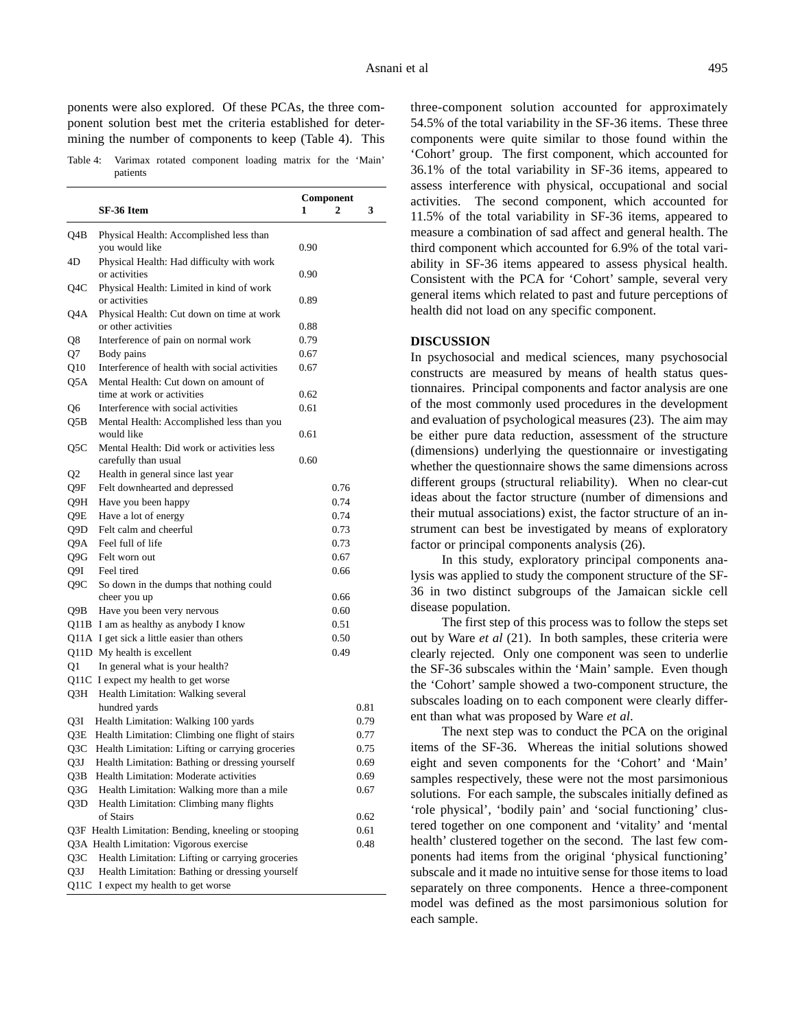ponents were also explored. Of these PCAs, the three component solution best met the criteria established for determining the number of components to keep (Table 4). This three-component solution accounted for approximately 54.5% of the total variability in the SF-36 items. These three components were quite similar to those found within the 'Cohort' group. The first component, which accounted for 36.1% of the total variability in SF-36 items, appeared to assess interference with physical, occupational and social activities. The second component, which accounted for 11.5% of the total variability in SF-36 items, appeared to measure a combination of sad affect and general health. The third component which accounted for 6.9% of the total variability in SF-36 items appeared to assess physical health. Consistent with the PCA for 'Cohort' sample, several very general items which related to past and future perceptions of health did not load on any specific component.

Table 4: Varimax rotated component loading matrix for the 'Main' patients

| | SF-36 Item | Component 1 | Component 2 | Component 3 |
|---|---|---|---|---|
| Q4B | Physical Health: Accomplished less than you would like | 0.90 | | |
| 4D | Physical Health: Had difficulty with work or activities | 0.90 | | |
| Q4C | Physical Health: Limited in kind of work or activities | 0.89 | | |
| Q4A | Physical Health: Cut down on time at work or other activities | 0.88 | | |
| Q8 | Interference of pain on normal work | 0.79 | | |
| Q7 | Body pains | 0.67 | | |
| Q10 | Interference of health with social activities | 0.67 | | |
| Q5A | Mental Health: Cut down on amount of time at work or activities | 0.62 | | |
| Q6 | Interference with social activities | 0.61 | | |
| Q5B | Mental Health: Accomplished less than you would like | 0.61 | | |
| Q5C | Mental Health: Did work or activities less carefully than usual | 0.60 | | |
| Q2 | Health in general since last year | | | |
| Q9F | Felt downhearted and depressed | | 0.76 | |
| Q9H | Have you been happy | | 0.74 | |
| Q9E | Have a lot of energy | | 0.74 | |
| Q9D | Felt calm and cheerful | | 0.73 | |
| Q9A | Feel full of life | | 0.73 | |
| Q9G | Felt worn out | | 0.67 | |
| Q9I | Feel tired | | 0.66 | |
| Q9C | So down in the dumps that nothing could cheer you up | | 0.66 | |
| Q9B | Have you been very nervous | | 0.60 | |
| Q11B | I am as healthy as anybody I know | | 0.51 | |
| Q11A | I get sick a little easier than others | | 0.50 | |
| Q11D | My health is excellent | | 0.49 | |
| Q1 | In general what is your health? | | | |
| Q11C | I expect my health to get worse | | | |
| Q3H | Health Limitation: Walking several hundred yards | | | 0.81 |
| Q3I | Health Limitation: Walking 100 yards | | | 0.79 |
| Q3E | Health Limitation: Climbing one flight of stairs | | | 0.77 |
| Q3C | Health Limitation: Lifting or carrying groceries | | | 0.75 |
| Q3J | Health Limitation: Bathing or dressing yourself | | | 0.69 |
| Q3B | Health Limitation: Moderate activities | | | 0.69 |
| Q3G | Health Limitation: Walking more than a mile | | | 0.67 |
| Q3D | Health Limitation: Climbing many flights of Stairs | | | 0.62 |
| Q3F | Health Limitation: Bending, kneeling or stooping | | | 0.61 |
| Q3A | Health Limitation: Vigorous exercise | | | 0.48 |
| Q3C | Health Limitation: Lifting or carrying groceries | | | |
| Q3J | Health Limitation: Bathing or dressing yourself | | | |
| Q11C | I expect my health to get worse | | | |

## DISCUSSION

In psychosocial and medical sciences, many psychosocial constructs are measured by means of health status questionnaires. Principal components and factor analysis are one of the most commonly used procedures in the development and evaluation of psychological measures (23). The aim may be either pure data reduction, assessment of the structure (dimensions) underlying the questionnaire or investigating whether the questionnaire shows the same dimensions across different groups (structural reliability). When no clear-cut ideas about the factor structure (number of dimensions and their mutual associations) exist, the factor structure of an instrument can best be investigated by means of exploratory factor or principal components analysis (26).

In this study, exploratory principal components analysis was applied to study the component structure of the SF-36 in two distinct subgroups of the Jamaican sickle cell disease population.

The first step of this process was to follow the steps set out by Ware *et al* (21). In both samples, these criteria were clearly rejected. Only one component was seen to underlie the SF-36 subscales within the 'Main' sample. Even though the 'Cohort' sample showed a two-component structure, the subscales loading on to each component were clearly different than what was proposed by Ware *et al*.

The next step was to conduct the PCA on the original items of the SF-36. Whereas the initial solutions showed eight and seven components for the 'Cohort' and 'Main' samples respectively, these were not the most parsimonious solutions. For each sample, the subscales initially defined as 'role physical', 'bodily pain' and 'social functioning' clustered together on one component and 'vitality' and 'mental health' clustered together on the second. The last few components had items from the original 'physical functioning' subscale and it made no intuitive sense for those items to load separately on three components. Hence a three-component model was defined as the most parsimonious solution for each sample.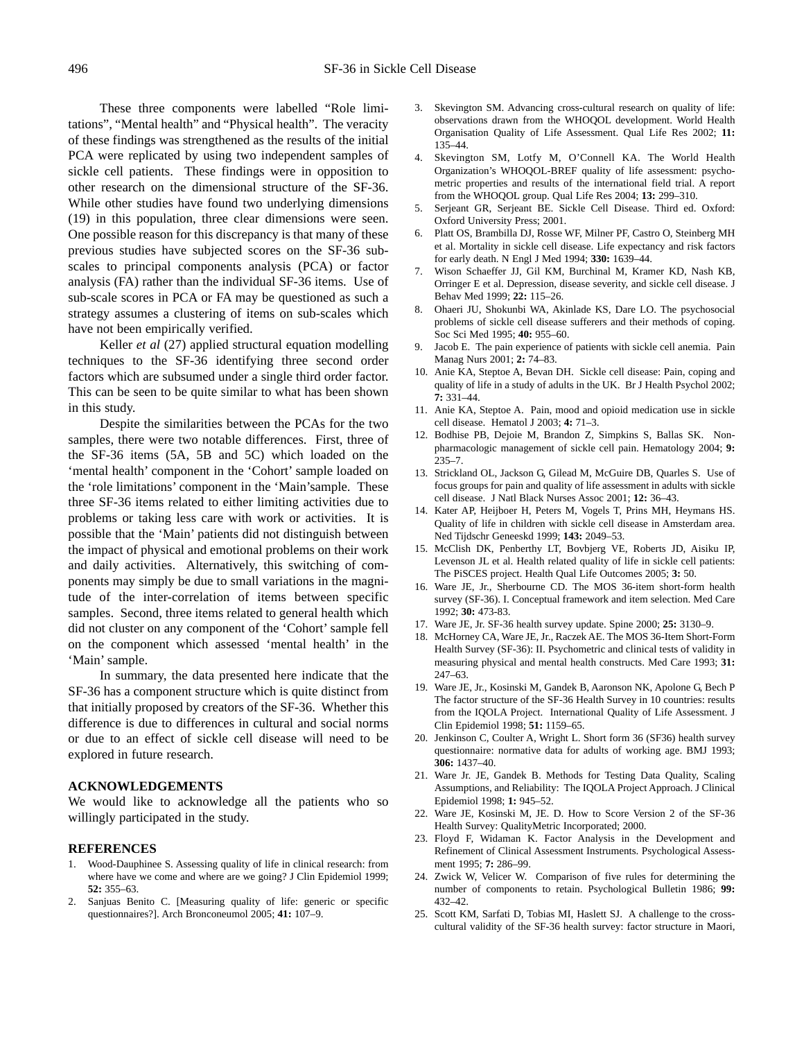These three components were labelled "Role limitations", "Mental health" and "Physical health". The veracity of these findings was strengthened as the results of the initial PCA were replicated by using two independent samples of sickle cell patients. These findings were in opposition to other research on the dimensional structure of the SF-36. While other studies have found two underlying dimensions (19) in this population, three clear dimensions were seen. One possible reason for this discrepancy is that many of these previous studies have subjected scores on the SF-36 sub-scales to principal components analysis (PCA) or factor analysis (FA) rather than the individual SF-36 items. Use of sub-scale scores in PCA or FA may be questioned as such a strategy assumes a clustering of items on sub-scales which have not been empirically verified.

Keller *et al* (27) applied structural equation modelling techniques to the SF-36 identifying three second order factors which are subsumed under a single third order factor. This can be seen to be quite similar to what has been shown in this study.

Despite the similarities between the PCAs for the two samples, there were two notable differences. First, three of the SF-36 items (5A, 5B and 5C) which loaded on the 'mental health' component in the 'Cohort' sample loaded on the 'role limitations' component in the 'Main'sample. These three SF-36 items related to either limiting activities due to problems or taking less care with work or activities. It is possible that the 'Main' patients did not distinguish between the impact of physical and emotional problems on their work and daily activities. Alternatively, this switching of components may simply be due to small variations in the magnitude of the inter-correlation of items between specific samples. Second, three items related to general health which did not cluster on any component of the 'Cohort' sample fell on the component which assessed 'mental health' in the 'Main' sample.

In summary, the data presented here indicate that the SF-36 has a component structure which is quite distinct from that initially proposed by creators of the SF-36. Whether this difference is due to differences in cultural and social norms or due to an effect of sickle cell disease will need to be explored in future research.

## ACKNOWLEDGEMENTS

We would like to acknowledge all the patients who so willingly participated in the study.

## REFERENCES

1. Wood-Dauphinee S. Assessing quality of life in clinical research: from where have we come and where are we going? J Clin Epidemiol 1999; **52:** 355–63.
2. Sanjuas Benito C. [Measuring quality of life: generic or specific questionnaires?]. Arch Bronconeumol 2005; **41:** 107–9.
3. Skevington SM. Advancing cross-cultural research on quality of life: observations drawn from the WHOQOL development. World Health Organisation Quality of Life Assessment. Qual Life Res 2002; **11:** 135–44.
4. Skevington SM, Lotfy M, O'Connell KA. The World Health Organization's WHOQOL-BREF quality of life assessment: psychometric properties and results of the international field trial. A report from the WHOQOL group. Qual Life Res 2004; **13:** 299–310.
5. Serjeant GR, Serjeant BE. Sickle Cell Disease. Third ed. Oxford: Oxford University Press; 2001.
6. Platt OS, Brambilla DJ, Rosse WF, Milner PF, Castro O, Steinberg MH et al. Mortality in sickle cell disease. Life expectancy and risk factors for early death. N Engl J Med 1994; **330:** 1639–44.
7. Wison Schaeffer JJ, Gil KM, Burchinal M, Kramer KD, Nash KB, Orringer E et al. Depression, disease severity, and sickle cell disease. J Behav Med 1999; **22:** 115–26.
8. Ohaeri JU, Shokunbi WA, Akinlade KS, Dare LO. The psychosocial problems of sickle cell disease sufferers and their methods of coping. Soc Sci Med 1995; **40:** 955–60.
9. Jacob E. The pain experience of patients with sickle cell anemia. Pain Manag Nurs 2001; **2:** 74–83.
10. Anie KA, Steptoe A, Bevan DH. Sickle cell disease: Pain, coping and quality of life in a study of adults in the UK. Br J Health Psychol 2002; **7:** 331–44.
11. Anie KA, Steptoe A. Pain, mood and opioid medication use in sickle cell disease. Hematol J 2003; **4:** 71–3.
12. Bodhise PB, Dejoie M, Brandon Z, Simpkins S, Ballas SK. Non-pharmacologic management of sickle cell pain. Hematology 2004; **9:** 235–7.
13. Strickland OL, Jackson G, Gilead M, McGuire DB, Quarles S. Use of focus groups for pain and quality of life assessment in adults with sickle cell disease. J Natl Black Nurses Assoc 2001; **12:** 36–43.
14. Kater AP, Heijboer H, Peters M, Vogels T, Prins MH, Heymans HS. Quality of life in children with sickle cell disease in Amsterdam area. Ned Tijdschr Geneeskd 1999; **143:** 2049–53.
15. McClish DK, Penberthy LT, Bovbjerg VE, Roberts JD, Aisiku IP, Levenson JL et al. Health related quality of life in sickle cell patients: The PiSCES project. Health Qual Life Outcomes 2005; **3:** 50.
16. Ware JE, Jr., Sherbourne CD. The MOS 36-item short-form health survey (SF-36). I. Conceptual framework and item selection. Med Care 1992; **30:** 473-83.
17. Ware JE, Jr. SF-36 health survey update. Spine 2000; **25:** 3130–9.
18. McHorney CA, Ware JE, Jr., Raczek AE. The MOS 36-Item Short-Form Health Survey (SF-36): II. Psychometric and clinical tests of validity in measuring physical and mental health constructs. Med Care 1993; **31:** 247–63.
19. Ware JE, Jr., Kosinski M, Gandek B, Aaronson NK, Apolone G, Bech P The factor structure of the SF-36 Health Survey in 10 countries: results from the IQOLA Project. International Quality of Life Assessment. J Clin Epidemiol 1998; **51:** 1159–65.
20. Jenkinson C, Coulter A, Wright L. Short form 36 (SF36) health survey questionnaire: normative data for adults of working age. BMJ 1993; **306:** 1437–40.
21. Ware Jr. JE, Gandek B. Methods for Testing Data Quality, Scaling Assumptions, and Reliability: The IQOLA Project Approach. J Clinical Epidemiol 1998; **1:** 945–52.
22. Ware JE, Kosinski M, JE. D. How to Score Version 2 of the SF-36 Health Survey: QualityMetric Incorporated; 2000.
23. Floyd F, Widaman K. Factor Analysis in the Development and Refinement of Clinical Assessment Instruments. Psychological Assessment 1995; **7:** 286–99.
24. Zwick W, Velicer W. Comparison of five rules for determining the number of components to retain. Psychological Bulletin 1986; **99:** 432–42.
25. Scott KM, Sarfati D, Tobias MI, Haslett SJ. A challenge to the cross-cultural validity of the SF-36 health survey: factor structure in Maori,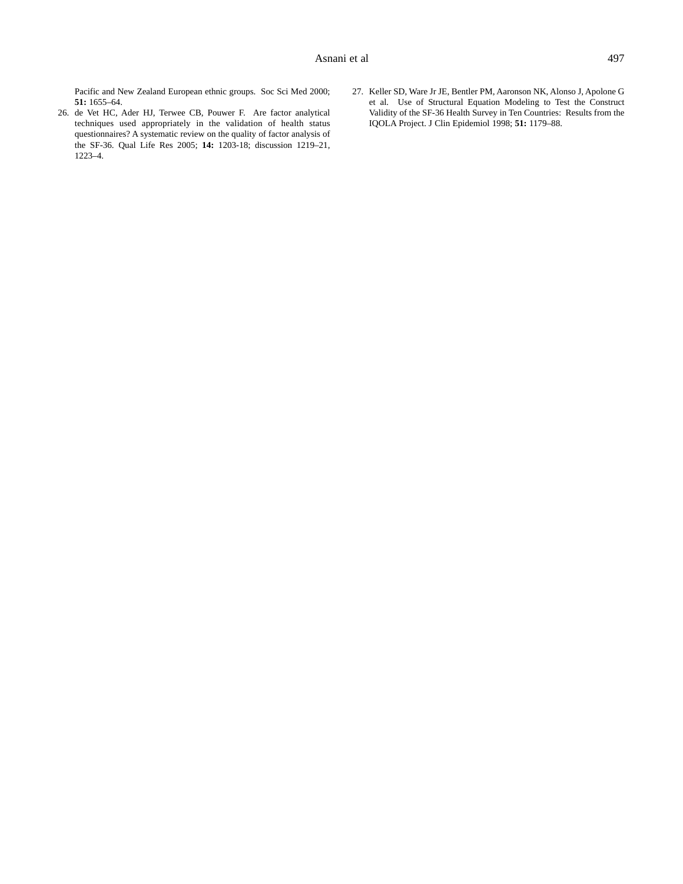Pacific and New Zealand European ethnic groups. Soc Sci Med 2000; **51:** 1655–64.

26. de Vet HC, Ader HJ, Terwee CB, Pouwer F. Are factor analytical techniques used appropriately in the validation of health status questionnaires? A systematic review on the quality of factor analysis of the SF-36. Qual Life Res 2005; **14:** 1203-18; discussion 1219–21, 1223–4.
27. Keller SD, Ware Jr JE, Bentler PM, Aaronson NK, Alonso J, Apolone G et al. Use of Structural Equation Modeling to Test the Construct Validity of the SF-36 Health Survey in Ten Countries: Results from the IQOLA Project. J Clin Epidemiol 1998; **51:** 1179–88.